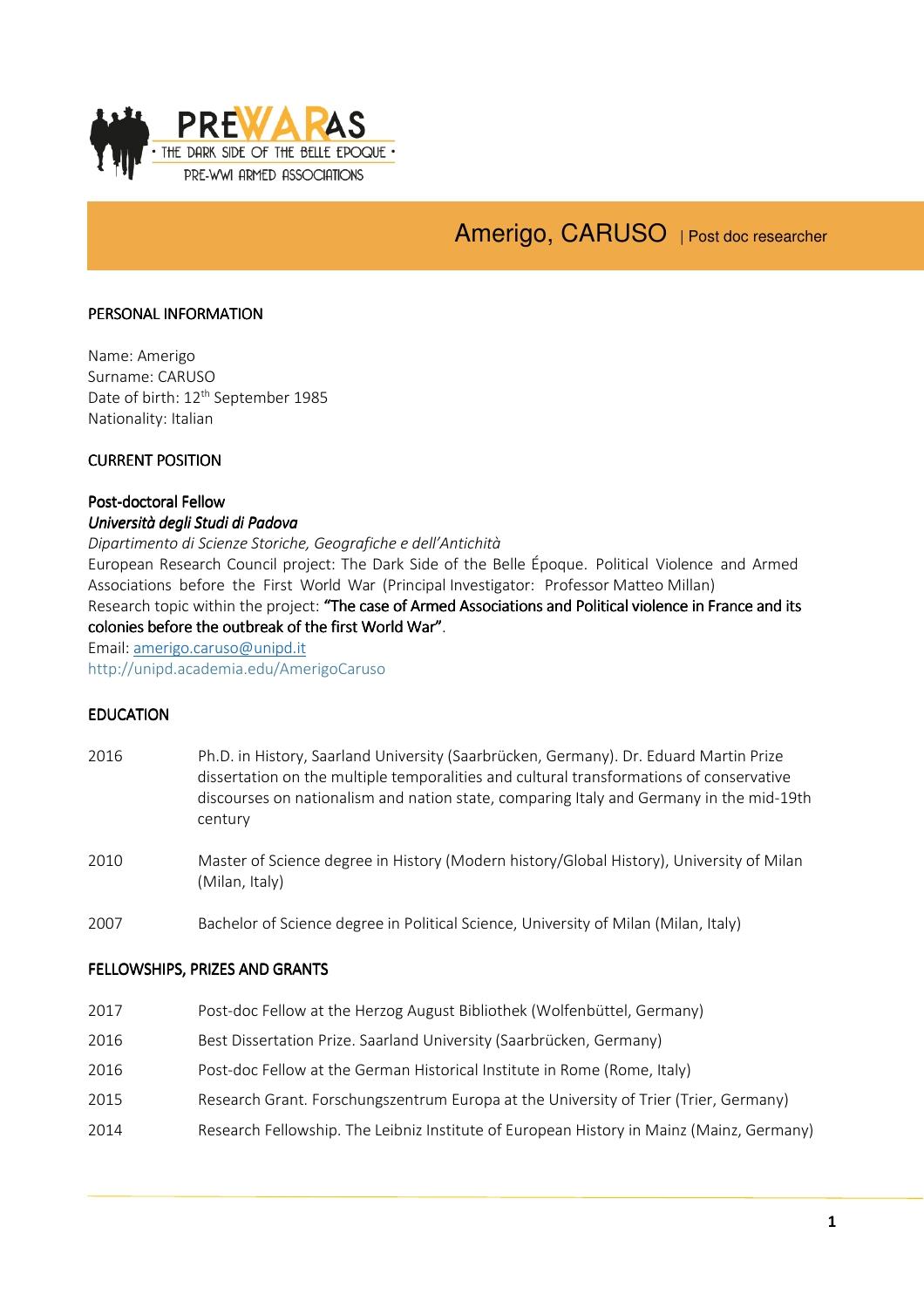PREWARAS
• THE DARK SIDE OF THE BELLE EPOQUE •
PRE-WWI ARMED ASSOCIATIONS

# Amerigo, CARUSO | Post doc researcher

## PERSONAL INFORMATION

Name: Amerigo
Surname: CARUSO
Date of birth: 12th September 1985
Nationality: Italian

## CURRENT POSITION

**Post-doctoral Fellow**
***Università degli Studi di Padova***
*Dipartimento di Scienze Storiche, Geografiche e dell'Antichità*
European Research Council project: The Dark Side of the Belle Époque. Political Violence and Armed Associations before the First World War (Principal Investigator: Professor Matteo Millan)
Research topic within the project: "The case of Armed Associations and Political violence in France and its colonies before the outbreak of the first World War".
Email: amerigo.caruso@unipd.it
http://unipd.academia.edu/AmerigoCaruso

## EDUCATION

| | |
|---|---|
| 2016 | Ph.D. in History, Saarland University (Saarbrücken, Germany). Dr. Eduard Martin Prize dissertation on the multiple temporalities and cultural transformations of conservative discourses on nationalism and nation state, comparing Italy and Germany in the mid-19th century |
| 2010 | Master of Science degree in History (Modern history/Global History), University of Milan (Milan, Italy) |
| 2007 | Bachelor of Science degree in Political Science, University of Milan (Milan, Italy) |

## FELLOWSHIPS, PRIZES AND GRANTS

| | |
|---|---|
| 2017 | Post-doc Fellow at the Herzog August Bibliothek (Wolfenbüttel, Germany) |
| 2016 | Best Dissertation Prize. Saarland University (Saarbrücken, Germany) |
| 2016 | Post-doc Fellow at the German Historical Institute in Rome (Rome, Italy) |
| 2015 | Research Grant. Forschungszentrum Europa at the University of Trier (Trier, Germany) |
| 2014 | Research Fellowship. The Leibniz Institute of European History in Mainz (Mainz, Germany) |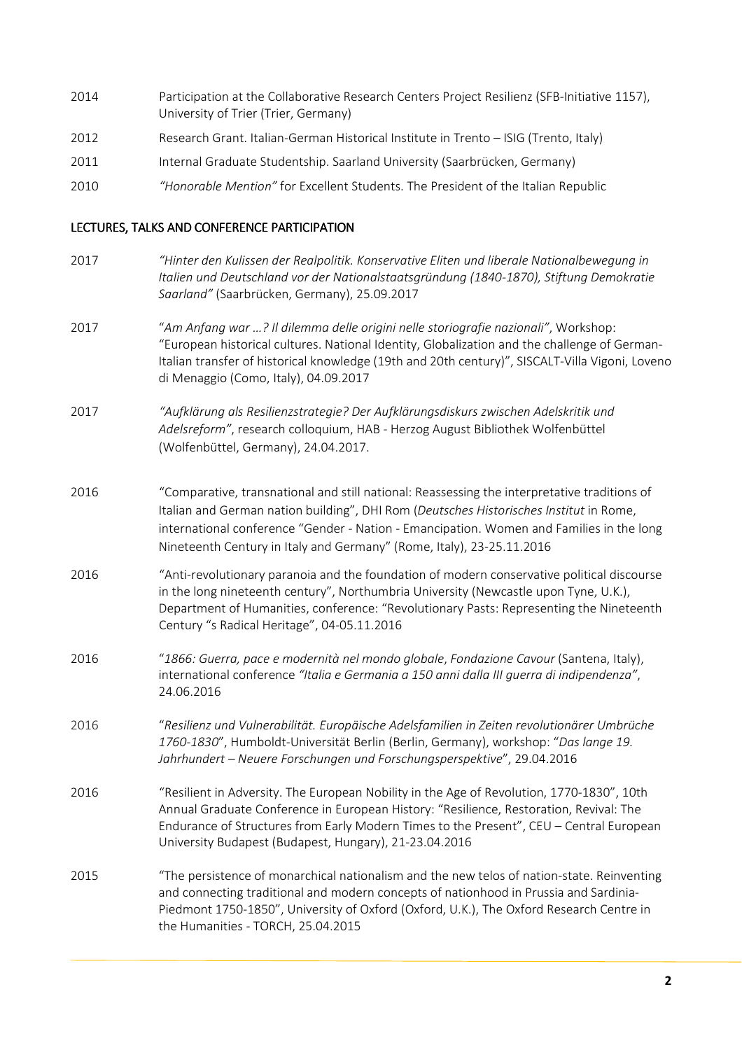2014 Participation at the Collaborative Research Centers Project Resilienz (SFB-Initiative 1157), University of Trier (Trier, Germany)

2012 Research Grant. Italian-German Historical Institute in Trento – ISIG (Trento, Italy)

2011 Internal Graduate Studentship. Saarland University (Saarbrücken, Germany)

2010 *"Honorable Mention"* for Excellent Students. The President of the Italian Republic

## LECTURES, TALKS AND CONFERENCE PARTICIPATION

2017 *"Hinter den Kulissen der Realpolitik. Konservative Eliten und liberale Nationalbewegung in Italien und Deutschland vor der Nationalstaatsgründung (1840-1870), Stiftung Demokratie Saarland"* (Saarbrücken, Germany), 25.09.2017

2017 "*Am Anfang war …? Il dilemma delle origini nelle storiografie nazionali"*, Workshop: "European historical cultures. National Identity, Globalization and the challenge of German-Italian transfer of historical knowledge (19th and 20th century)", SISCALT-Villa Vigoni, Loveno di Menaggio (Como, Italy), 04.09.2017

2017 *"Aufklärung als Resilienzstrategie? Der Aufklärungsdiskurs zwischen Adelskritik und Adelsreform"*, research colloquium, HAB - Herzog August Bibliothek Wolfenbüttel (Wolfenbüttel, Germany), 24.04.2017.

2016 "Comparative, transnational and still national: Reassessing the interpretative traditions of Italian and German nation building", DHI Rom (*Deutsches Historisches Institut* in Rome, international conference "Gender - Nation - Emancipation. Women and Families in the long Nineteenth Century in Italy and Germany" (Rome, Italy), 23-25.11.2016

2016 "Anti-revolutionary paranoia and the foundation of modern conservative political discourse in the long nineteenth century", Northumbria University (Newcastle upon Tyne, U.K.), Department of Humanities, conference: "Revolutionary Pasts: Representing the Nineteenth Century "s Radical Heritage", 04-05.11.2016

2016 "*1866: Guerra, pace e modernità nel mondo globale*, *Fondazione Cavour* (Santena, Italy), international conference *"Italia e Germania a 150 anni dalla III guerra di indipendenza"*, 24.06.2016

2016 "*Resilienz und Vulnerabilität. Europäische Adelsfamilien in Zeiten revolutionärer Umbrüche 1760-1830*", Humboldt-Universität Berlin (Berlin, Germany), workshop: "*Das lange 19. Jahrhundert – Neuere Forschungen und Forschungsperspektive*", 29.04.2016

2016 "Resilient in Adversity. The European Nobility in the Age of Revolution, 1770-1830", 10th Annual Graduate Conference in European History: "Resilience, Restoration, Revival: The Endurance of Structures from Early Modern Times to the Present", CEU – Central European University Budapest (Budapest, Hungary), 21-23.04.2016

2015 "The persistence of monarchical nationalism and the new telos of nation-state. Reinventing and connecting traditional and modern concepts of nationhood in Prussia and Sardinia-Piedmont 1750-1850", University of Oxford (Oxford, U.K.), The Oxford Research Centre in the Humanities - TORCH, 25.04.2015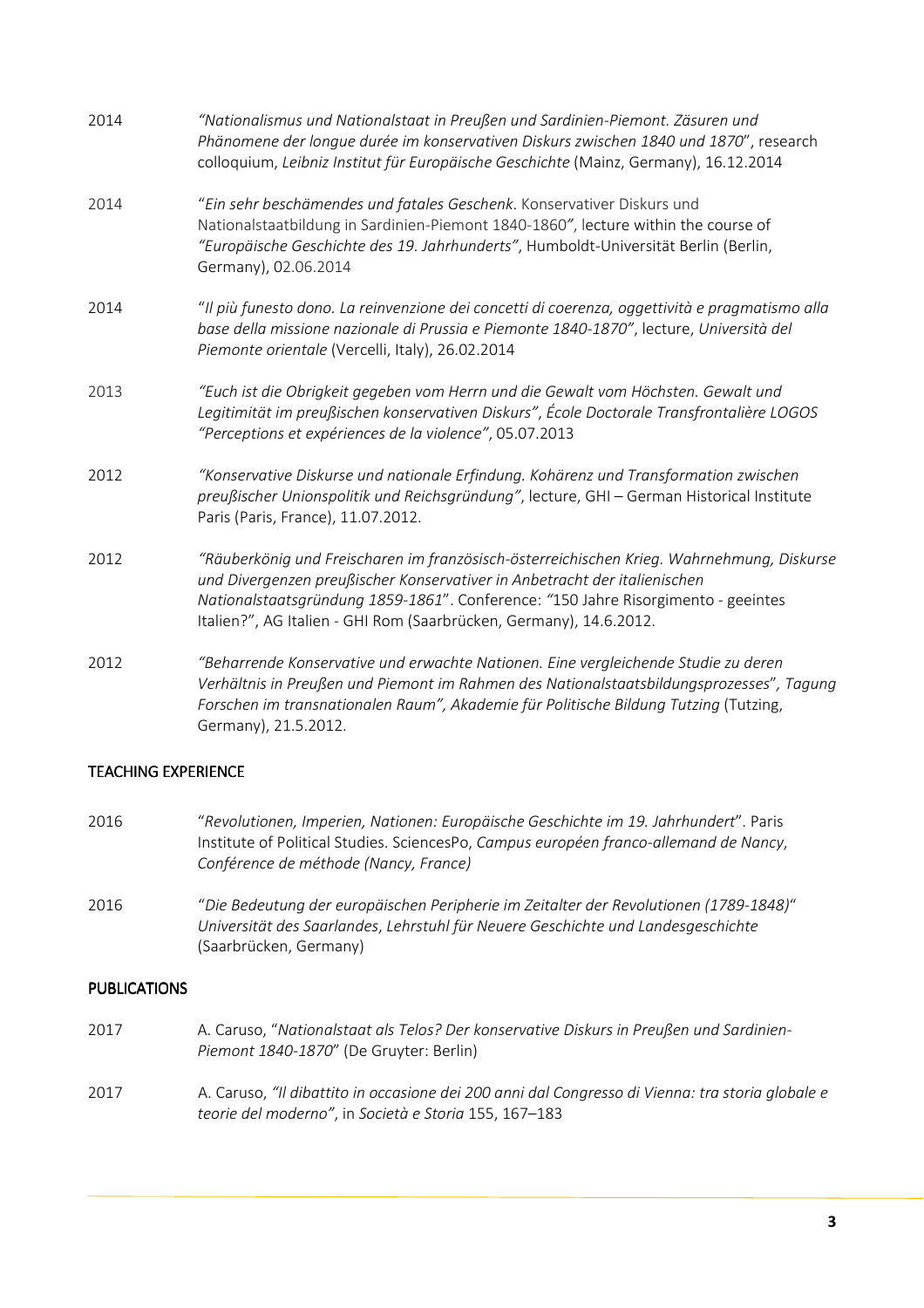2014 *"Nationalismus und Nationalstaat in Preußen und Sardinien-Piemont. Zäsuren und Phänomene der longue durée im konservativen Diskurs zwischen 1840 und 1870"*, research colloquium, *Leibniz Institut für Europäische Geschichte* (Mainz, Germany), 16.12.2014

2014 "*Ein sehr beschämendes und fatales Geschenk*. Konservativer Diskurs und Nationalstaatbildung in Sardinien-Piemont 1840-1860*"*, lecture within the course of *"Europäische Geschichte des 19. Jahrhunderts"*, Humboldt-Universität Berlin (Berlin, Germany), 02.06.2014

2014 "*Il più funesto dono. La reinvenzione dei concetti di coerenza, oggettività e pragmatismo alla base della missione nazionale di Prussia e Piemonte 1840-1870"*, lecture, *Università del Piemonte orientale* (Vercelli, Italy), 26.02.2014

2013 *"Euch ist die Obrigkeit gegeben vom Herrn und die Gewalt vom Höchsten. Gewalt und Legitimität im preußischen konservativen Diskurs"*, *École Doctorale Transfrontalière LOGOS "Perceptions et expériences de la violence"*, 05.07.2013

2012 *"Konservative Diskurse und nationale Erfindung. Kohärenz und Transformation zwischen preußischer Unionspolitik und Reichsgründung"*, lecture, GHI – German Historical Institute Paris (Paris, France), 11.07.2012.

2012 *"Räuberkönig und Freischaren im französisch-österreichischen Krieg. Wahrnehmung, Diskurse und Divergenzen preußischer Konservativer in Anbetracht der italienischen Nationalstaatsgründung 1859-1861*". Conference: *"*150 Jahre Risorgimento - geeintes Italien?", AG Italien - GHI Rom (Saarbrücken, Germany), 14.6.2012.

2012 *"Beharrende Konservative und erwachte Nationen. Eine vergleichende Studie zu deren Verhältnis in Preußen und Piemont im Rahmen des Nationalstaatsbildungsprozesses", Tagung Forschen im transnationalen Raum", Akademie für Politische Bildung Tutzing* (Tutzing, Germany), 21.5.2012.

## TEACHING EXPERIENCE

2016 "*Revolutionen, Imperien, Nationen: Europäische Geschichte im 19. Jahrhundert*". Paris Institute of Political Studies. SciencesPo, *Campus européen franco-allemand de Nancy*, *Conférence de méthode (Nancy, France)*

2016 "*Die Bedeutung der europäischen Peripherie im Zeitalter der Revolutionen (1789-1848)*" *Universität des Saarlandes*, *Lehrstuhl für Neuere Geschichte und Landesgeschichte* (Saarbrücken, Germany)

## PUBLICATIONS

2017 A. Caruso, "*Nationalstaat als Telos? Der konservative Diskurs in Preußen und Sardinien-Piemont 1840-1870*" (De Gruyter: Berlin)

2017 A. Caruso, *"Il dibattito in occasione dei 200 anni dal Congresso di Vienna: tra storia globale e teorie del moderno"*, in *Società e Storia* 155, 167–183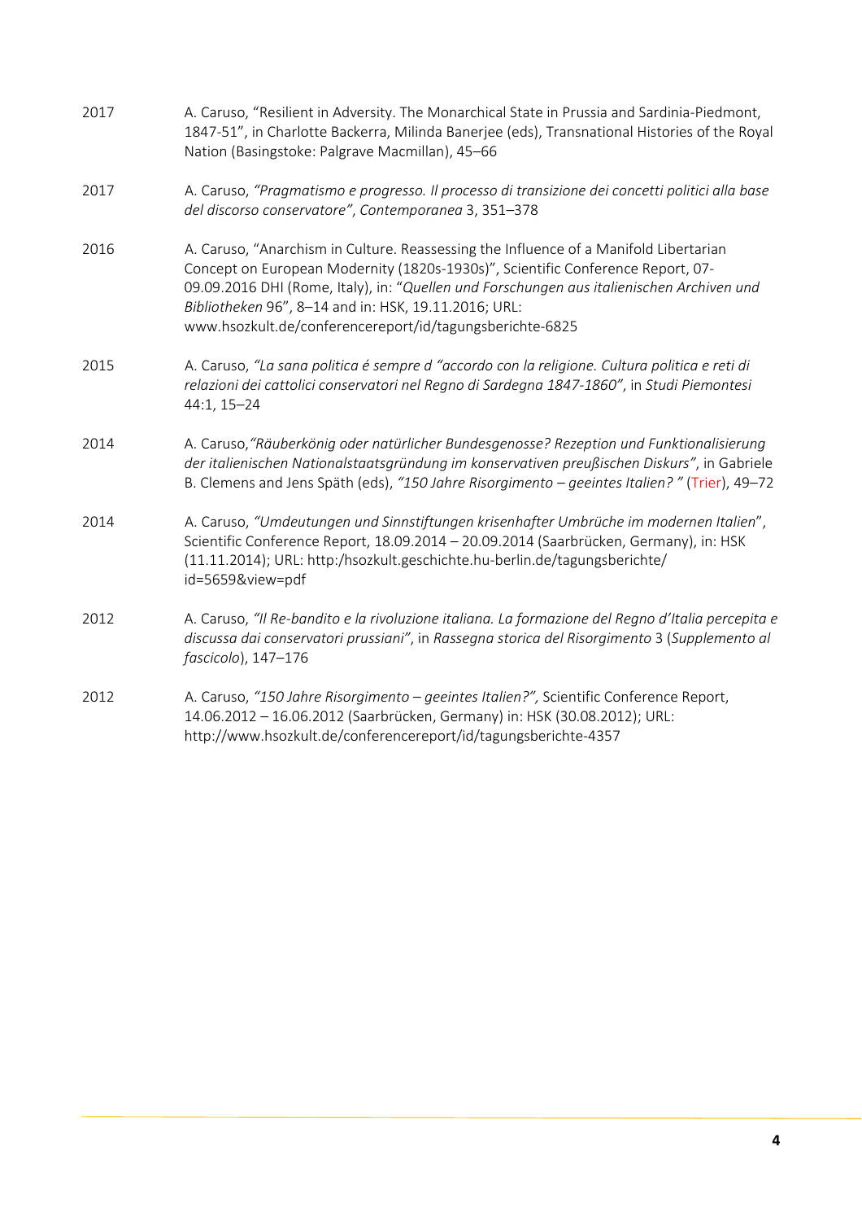2017 A. Caruso, “Resilient in Adversity. The Monarchical State in Prussia and Sardinia-Piedmont, 1847-51”, in Charlotte Backerra, Milinda Banerjee (eds), Transnational Histories of the Royal Nation (Basingstoke: Palgrave Macmillan), 45–66

2017 A. Caruso, *“Pragmatismo e progresso. Il processo di transizione dei concetti politici alla base del discorso conservatore”*, *Contemporanea* 3, 351–378

2016 A. Caruso, “Anarchism in Culture. Reassessing the Influence of a Manifold Libertarian Concept on European Modernity (1820s-1930s)”, Scientific Conference Report, 07-09.09.2016 DHI (Rome, Italy), in: “*Quellen und Forschungen aus italienischen Archiven und Bibliotheken* 96”, 8–14 and in: HSK, 19.11.2016; URL: www.hsozkult.de/conferencereport/id/tagungsberichte-6825

2015 A. Caruso, *“La sana politica é sempre d “accordo con la religione. Cultura politica e reti di relazioni dei cattolici conservatori nel Regno di Sardegna 1847-1860”*, in *Studi Piemontesi* 44:1, 15–24

2014 A. Caruso,*“Räuberkönig oder natürlicher Bundesgenosse? Rezeption und Funktionalisierung der italienischen Nationalstaatsgründung im konservativen preußischen Diskurs”*, in Gabriele B. Clemens and Jens Späth (eds), *“150 Jahre Risorgimento – geeintes Italien? ”* (Trier), 49–72

2014 A. Caruso, *“Umdeutungen und Sinnstiftungen krisenhafter Umbrüche im modernen Italien*”, Scientific Conference Report, 18.09.2014 – 20.09.2014 (Saarbrücken, Germany), in: HSK (11.11.2014); URL: http:/hsozkult.geschichte.hu-berlin.de/tagungsberichte/id=5659&view=pdf

2012 A. Caruso, *“Il Re-bandito e la rivoluzione italiana. La formazione del Regno d’Italia percepita e discussa dai conservatori prussiani”*, in *Rassegna storica del Risorgimento* 3 (*Supplemento al fascicolo*), 147–176

2012 A. Caruso, *“150 Jahre Risorgimento – geeintes Italien?”,* Scientific Conference Report, 14.06.2012 – 16.06.2012 (Saarbrücken, Germany) in: HSK (30.08.2012); URL: http://www.hsozkult.de/conferencereport/id/tagungsberichte-4357